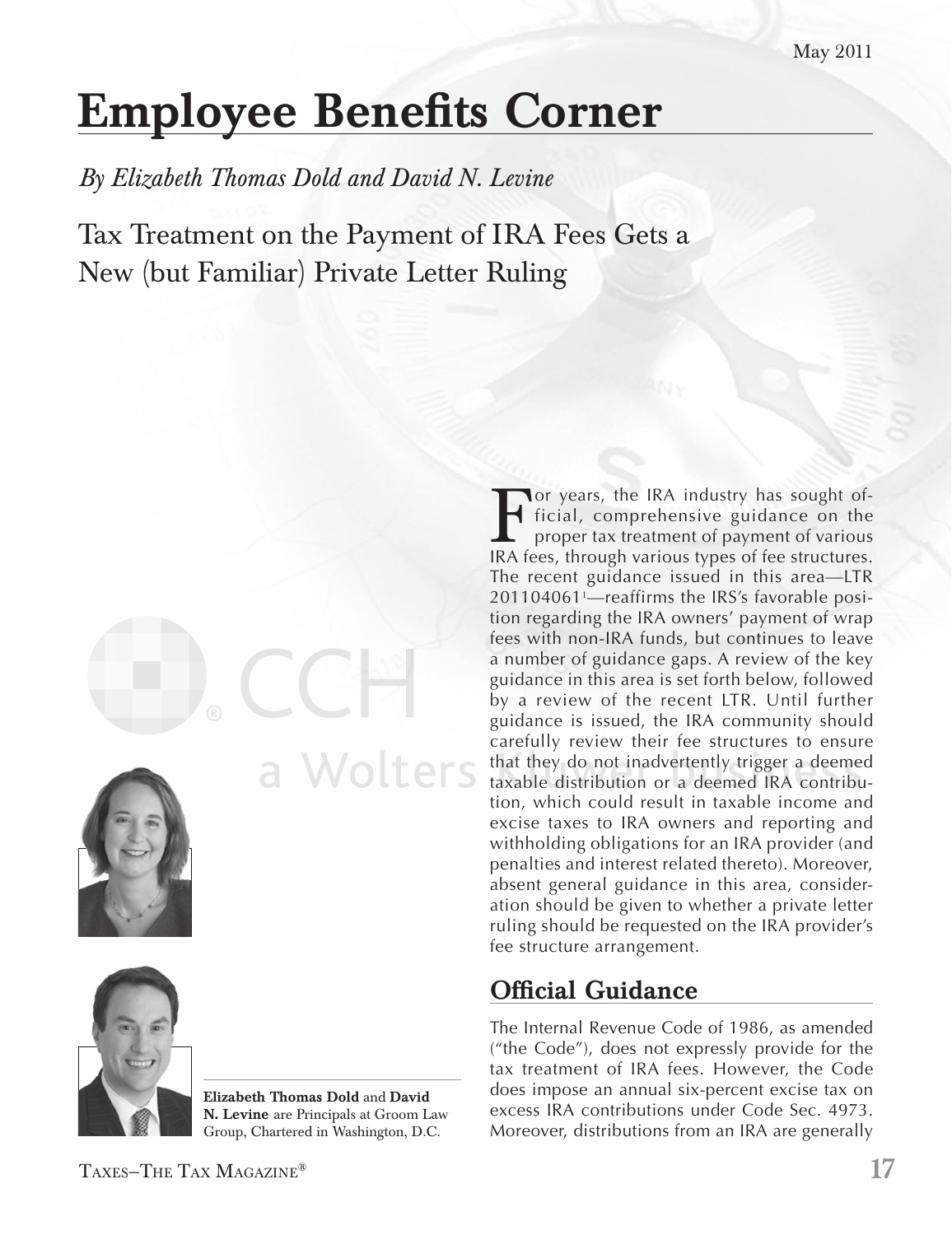# Employee Benefits Corner

*By Elizabeth Thomas Dold and David N. Levine*

## Tax Treatment on the Payment of IRA Fees Gets a New (but Familiar) Private Letter Ruling

**Elizabeth Thomas Dold** and **David N. Levine** are Principals at Groom Law Group, Chartered in Washington, D.C.

For years, the IRA industry has sought official, comprehensive guidance on the proper tax treatment of payment of various IRA fees, through various types of fee structures. The recent guidance issued in this area—LTR 201104061[1]—reaffirms the IRS's favorable position regarding the IRA owners' payment of wrap fees with non-IRA funds, but continues to leave a number of guidance gaps. A review of the key guidance in this area is set forth below, followed by a review of the recent LTR. Until further guidance is issued, the IRA community should carefully review their fee structures to ensure that they do not inadvertently trigger a deemed taxable distribution or a deemed IRA contribution, which could result in taxable income and excise taxes to IRA owners and reporting and withholding obligations for an IRA provider (and penalties and interest related thereto). Moreover, absent general guidance in this area, consideration should be given to whether a private letter ruling should be requested on the IRA provider's fee structure arrangement.

## Official Guidance

The Internal Revenue Code of 1986, as amended ("the Code"), does not expressly provide for the tax treatment of IRA fees. However, the Code does impose an annual six-percent excise tax on excess IRA contributions under Code Sec. 4973. Moreover, distributions from an IRA are generally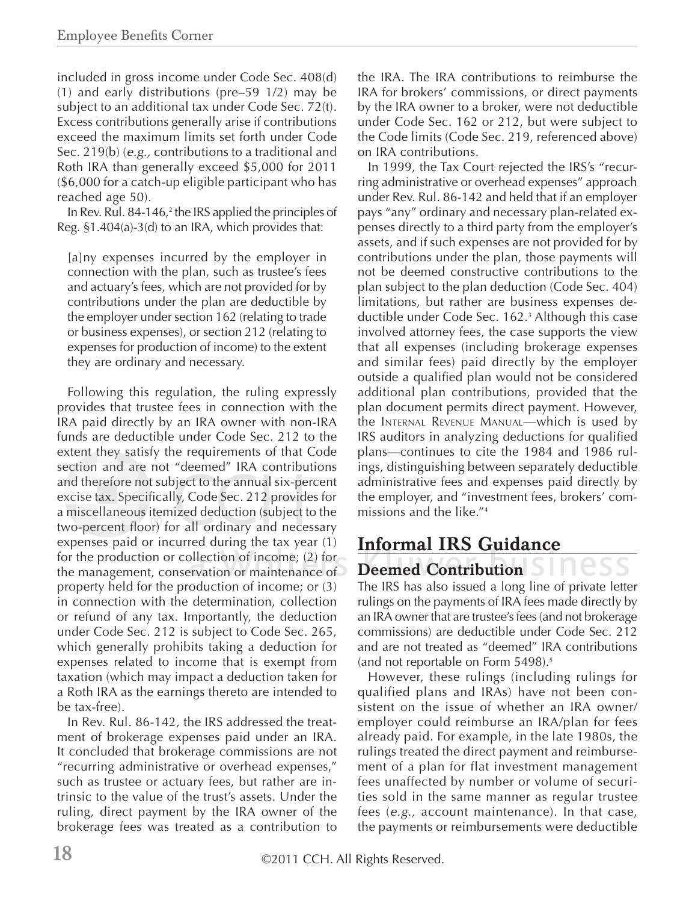included in gross income under Code Sec. 408(d)(1) and early distributions (pre–59 1/2) may be subject to an additional tax under Code Sec. 72(t). Excess contributions generally arise if contributions exceed the maximum limits set forth under Code Sec. 219(b) (*e.g.,* contributions to a traditional and Roth IRA than generally exceed $5,000 for 2011 ($6,000 for a catch-up eligible participant who has reached age 50).

In Rev. Rul. 84-146,[2] the IRS applied the principles of Reg. §1.404(a)-3(d) to an IRA, which provides that:

> [a]ny expenses incurred by the employer in connection with the plan, such as trustee's fees and actuary's fees, which are not provided for by contributions under the plan are deductible by the employer under section 162 (relating to trade or business expenses), or section 212 (relating to expenses for production of income) to the extent they are ordinary and necessary.

Following this regulation, the ruling expressly provides that trustee fees in connection with the IRA paid directly by an IRA owner with non-IRA funds are deductible under Code Sec. 212 to the extent they satisfy the requirements of that Code section and are not "deemed" IRA contributions and therefore not subject to the annual six-percent excise tax. Specifically, Code Sec. 212 provides for a miscellaneous itemized deduction (subject to the two-percent floor) for all ordinary and necessary expenses paid or incurred during the tax year (1) for the production or collection of income; (2) for the management, conservation or maintenance of property held for the production of income; or (3) in connection with the determination, collection or refund of any tax. Importantly, the deduction under Code Sec. 212 is subject to Code Sec. 265, which generally prohibits taking a deduction for expenses related to income that is exempt from taxation (which may impact a deduction taken for a Roth IRA as the earnings thereto are intended to be tax-free).

In Rev. Rul. 86-142, the IRS addressed the treatment of brokerage expenses paid under an IRA. It concluded that brokerage commissions are not "recurring administrative or overhead expenses," such as trustee or actuary fees, but rather are intrinsic to the value of the trust's assets. Under the ruling, direct payment by the IRA owner of the brokerage fees was treated as a contribution to the IRA. The IRA contributions to reimburse the IRA for brokers' commissions, or direct payments by the IRA owner to a broker, were not deductible under Code Sec. 162 or 212, but were subject to the Code limits (Code Sec. 219, referenced above) on IRA contributions.

In 1999, the Tax Court rejected the IRS's "recurring administrative or overhead expenses" approach under Rev. Rul. 86-142 and held that if an employer pays "any" ordinary and necessary plan-related expenses directly to a third party from the employer's assets, and if such expenses are not provided for by contributions under the plan, those payments will not be deemed constructive contributions to the plan subject to the plan deduction (Code Sec. 404) limitations, but rather are business expenses deductible under Code Sec. 162.[3] Although this case involved attorney fees, the case supports the view that all expenses (including brokerage expenses and similar fees) paid directly by the employer outside a qualified plan would not be considered additional plan contributions, provided that the plan document permits direct payment. However, the INTERNAL REVENUE MANUAL—which is used by IRS auditors in analyzing deductions for qualified plans—continues to cite the 1984 and 1986 rulings, distinguishing between separately deductible administrative fees and expenses paid directly by the employer, and "investment fees, brokers' commissions and the like."[4]

## Informal IRS Guidance

### Deemed Contribution

The IRS has also issued a long line of private letter rulings on the payments of IRA fees made directly by an IRA owner that are trustee's fees (and not brokerage commissions) are deductible under Code Sec. 212 and are not treated as "deemed" IRA contributions (and not reportable on Form 5498).[5]

However, these rulings (including rulings for qualified plans and IRAs) have not been consistent on the issue of whether an IRA owner/employer could reimburse an IRA/plan for fees already paid. For example, in the late 1980s, the rulings treated the direct payment and reimbursement of a plan for flat investment management fees unaffected by number or volume of securities sold in the same manner as regular trustee fees (*e.g.,* account maintenance). In that case, the payments or reimbursements were deductible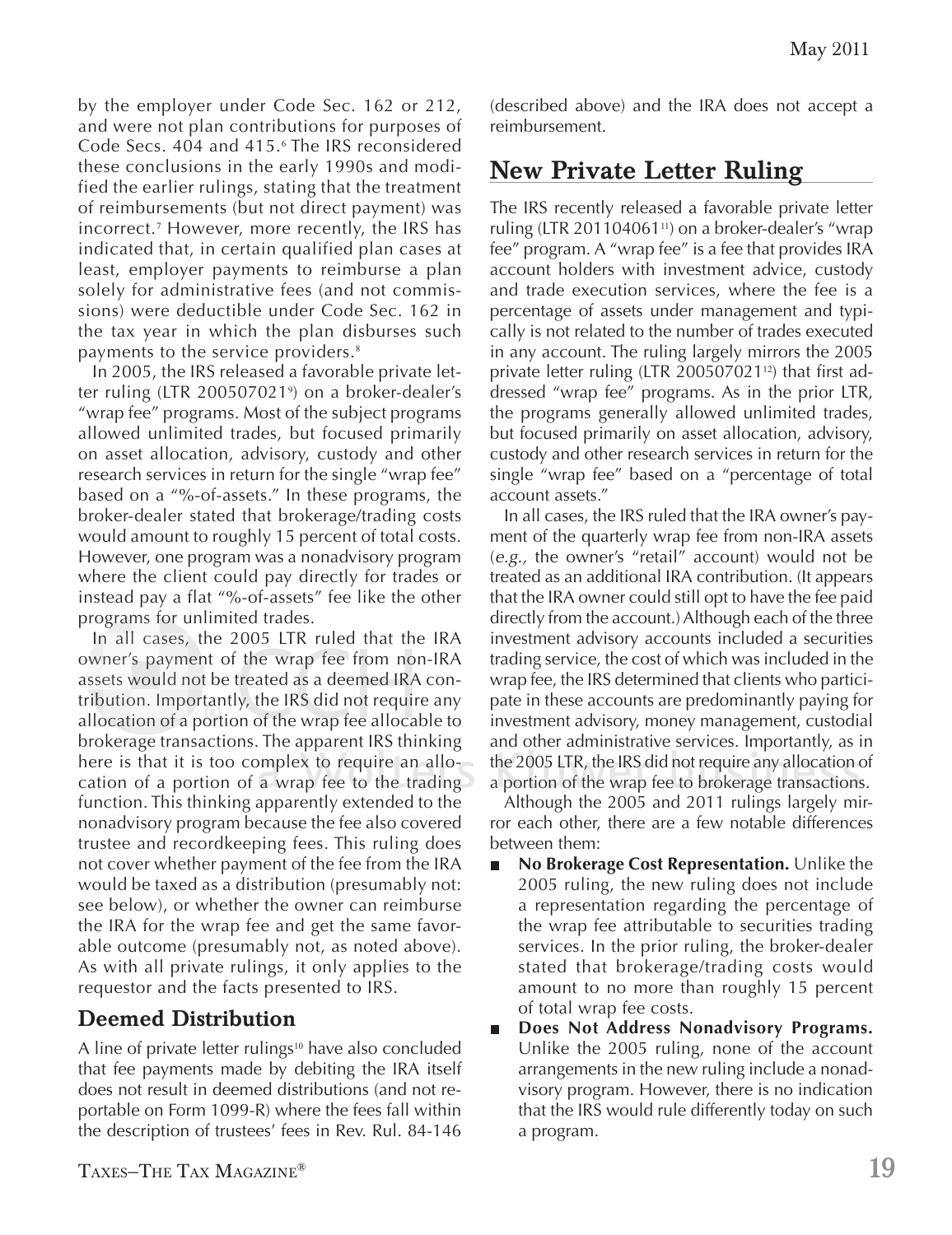by the employer under Code Sec. 162 or 212, and were not plan contributions for purposes of Code Secs. 404 and 415.[6] The IRS reconsidered these conclusions in the early 1990s and modified the earlier rulings, stating that the treatment of reimbursements (but not direct payment) was incorrect.[7] However, more recently, the IRS has indicated that, in certain qualified plan cases at least, employer payments to reimburse a plan solely for administrative fees (and not commissions) were deductible under Code Sec. 162 in the tax year in which the plan disburses such payments to the service providers.[8]

In 2005, the IRS released a favorable private letter ruling (LTR 200507021[9]) on a broker-dealer's "wrap fee" programs. Most of the subject programs allowed unlimited trades, but focused primarily on asset allocation, advisory, custody and other research services in return for the single "wrap fee" based on a "%-of-assets." In these programs, the broker-dealer stated that brokerage/trading costs would amount to roughly 15 percent of total costs. However, one program was a nonadvisory program where the client could pay directly for trades or instead pay a flat "%-of-assets" fee like the other programs for unlimited trades.

In all cases, the 2005 LTR ruled that the IRA owner's payment of the wrap fee from non-IRA assets would not be treated as a deemed IRA contribution. Importantly, the IRS did not require any allocation of a portion of the wrap fee allocable to brokerage transactions. The apparent IRS thinking here is that it is too complex to require an allocation of a portion of a wrap fee to the trading function. This thinking apparently extended to the nonadvisory program because the fee also covered trustee and recordkeeping fees. This ruling does not cover whether payment of the fee from the IRA would be taxed as a distribution (presumably not: see below), or whether the owner can reimburse the IRA for the wrap fee and get the same favorable outcome (presumably not, as noted above). As with all private rulings, it only applies to the requestor and the facts presented to IRS.

## Deemed Distribution

A line of private letter rulings[10] have also concluded that fee payments made by debiting the IRA itself does not result in deemed distributions (and not reportable on Form 1099-R) where the fees fall within the description of trustees' fees in Rev. Rul. 84-146 (described above) and the IRA does not accept a reimbursement.

## New Private Letter Ruling

The IRS recently released a favorable private letter ruling (LTR 201104061[11]) on a broker-dealer's "wrap fee" program. A "wrap fee" is a fee that provides IRA account holders with investment advice, custody and trade execution services, where the fee is a percentage of assets under management and typically is not related to the number of trades executed in any account. The ruling largely mirrors the 2005 private letter ruling (LTR 200507021[12]) that first addressed "wrap fee" programs. As in the prior LTR, the programs generally allowed unlimited trades, but focused primarily on asset allocation, advisory, custody and other research services in return for the single "wrap fee" based on a "percentage of total account assets."

In all cases, the IRS ruled that the IRA owner's payment of the quarterly wrap fee from non-IRA assets (*e.g.,* the owner's "retail" account) would not be treated as an additional IRA contribution. (It appears that the IRA owner could still opt to have the fee paid directly from the account.) Although each of the three investment advisory accounts included a securities trading service, the cost of which was included in the wrap fee, the IRS determined that clients who participate in these accounts are predominantly paying for investment advisory, money management, custodial and other administrative services. Importantly, as in the 2005 LTR, the IRS did not require any allocation of a portion of the wrap fee to brokerage transactions.

Although the 2005 and 2011 rulings largely mirror each other, there are a few notable differences between them:

- **No Brokerage Cost Representation.** Unlike the 2005 ruling, the new ruling does not include a representation regarding the percentage of the wrap fee attributable to securities trading services. In the prior ruling, the broker-dealer stated that brokerage/trading costs would amount to no more than roughly 15 percent of total wrap fee costs.
- **Does Not Address Nonadvisory Programs.** Unlike the 2005 ruling, none of the account arrangements in the new ruling include a nonadvisory program. However, there is no indication that the IRS would rule differently today on such a program.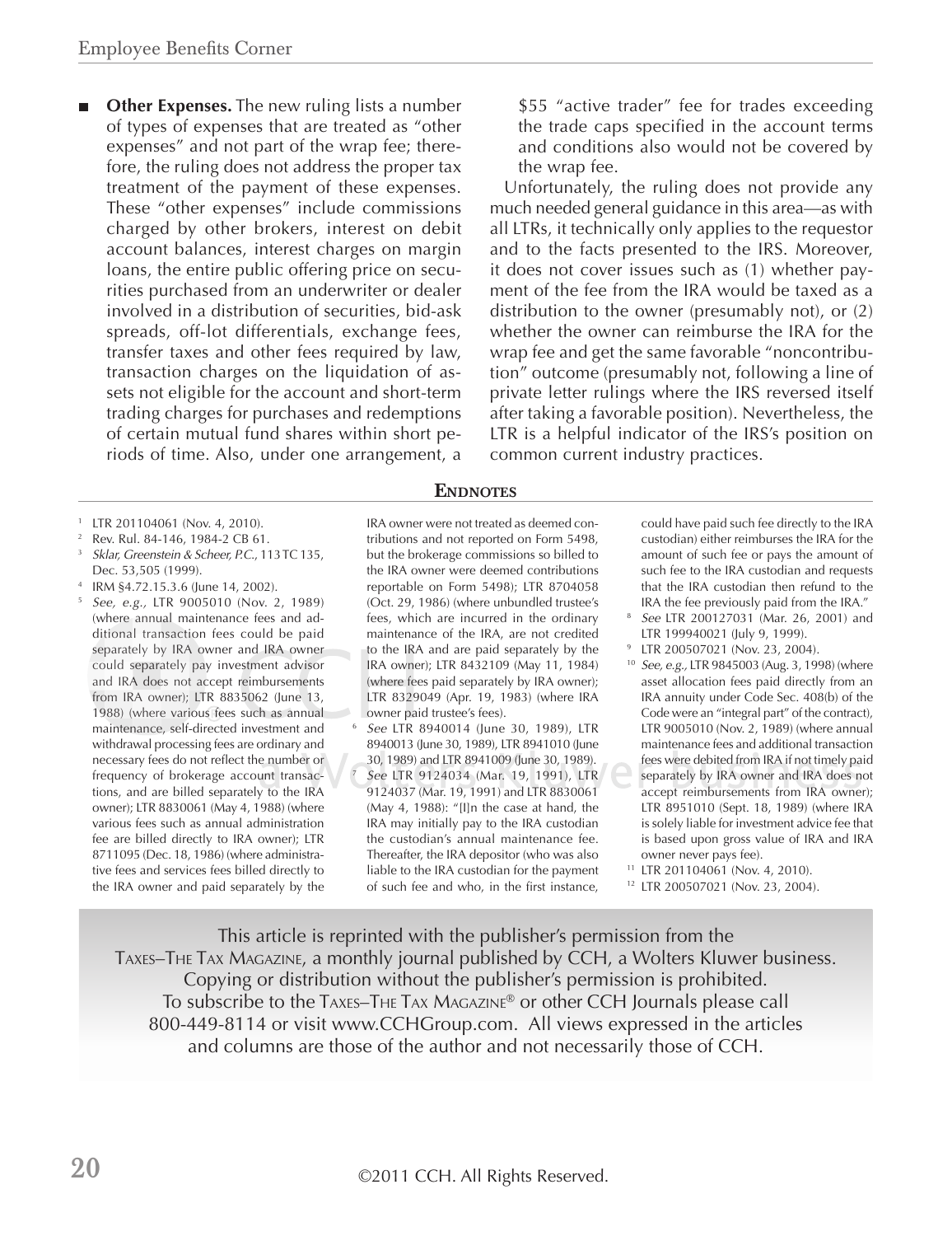- **Other Expenses.** The new ruling lists a number of types of expenses that are treated as "other expenses" and not part of the wrap fee; therefore, the ruling does not address the proper tax treatment of the payment of these expenses. These "other expenses" include commissions charged by other brokers, interest on debit account balances, interest charges on margin loans, the entire public offering price on securities purchased from an underwriter or dealer involved in a distribution of securities, bid-ask spreads, off-lot differentials, exchange fees, transfer taxes and other fees required by law, transaction charges on the liquidation of assets not eligible for the account and short-term trading charges for purchases and redemptions of certain mutual fund shares within short periods of time. Also, under one arrangement, a $55 "active trader" fee for trades exceeding the trade caps specified in the account terms and conditions also would not be covered by the wrap fee.

Unfortunately, the ruling does not provide any much needed general guidance in this area—as with all LTRs, it technically only applies to the requestor and to the facts presented to the IRS. Moreover, it does not cover issues such as (1) whether payment of the fee from the IRA would be taxed as a distribution to the owner (presumably not), or (2) whether the owner can reimburse the IRA for the wrap fee and get the same favorable "noncontribution" outcome (presumably not, following a line of private letter rulings where the IRS reversed itself after taking a favorable position). Nevertheless, the LTR is a helpful indicator of the IRS's position on common current industry practices.

## Endnotes

1. LTR 201104061 (Nov. 4, 2010).
2. Rev. Rul. 84-146, 1984-2 CB 61.
3. *Sklar, Greenstein & Scheer, P.C.*, 113 TC 135, Dec. 53,505 (1999).
4. IRM §4.72.15.3.6 (June 14, 2002).
5. *See, e.g.*, LTR 9005010 (Nov. 2, 1989) (where annual maintenance fees and additional transaction fees could be paid separately by IRA owner and IRA owner could separately pay investment advisor and IRA does not accept reimbursements from IRA owner); LTR 8835062 (June 13, 1988) (where various fees such as annual maintenance, self-directed investment and withdrawal processing fees are ordinary and necessary fees do not reflect the number or frequency of brokerage account transactions, and are billed separately to the IRA owner); LTR 8830061 (May 4, 1988) (where various fees such as annual administration fee are billed directly to IRA owner); LTR 8711095 (Dec. 18, 1986) (where administrative fees and services fees billed directly to the IRA owner and paid separately by the IRA owner were not treated as deemed contributions and not reported on Form 5498, but the brokerage commissions so billed to the IRA owner were deemed contributions reportable on Form 5498); LTR 8704058 (Oct. 29, 1986) (where unbundled trustee's fees, which are incurred in the ordinary maintenance of the IRA, are not credited to the IRA and are paid separately by the IRA owner); LTR 8432109 (May 11, 1984) (where fees paid separately by IRA owner); LTR 8329049 (Apr. 19, 1983) (where IRA owner paid trustee's fees).
6. *See* LTR 8940014 (June 30, 1989), LTR 8940013 (June 30, 1989), LTR 8941010 (June 30, 1989) and LTR 8941009 (June 30, 1989).
7. *See* LTR 9124034 (Mar. 19, 1991), LTR 9124037 (Mar. 19, 1991) and LTR 8830061 (May 4, 1988): "[I]n the case at hand, the IRA may initially pay to the IRA custodian the custodian's annual maintenance fee. Thereafter, the IRA depositor (who was also liable to the IRA custodian for the payment of such fee and who, in the first instance, could have paid such fee directly to the IRA custodian) either reimburses the IRA for the amount of such fee or pays the amount of such fee to the IRA custodian and requests that the IRA custodian then refund to the IRA the fee previously paid from the IRA."
8. *See* LTR 200127031 (Mar. 26, 2001) and LTR 199940021 (July 9, 1999).
9. LTR 200507021 (Nov. 23, 2004).
10. *See, e.g.*, LTR 9845003 (Aug. 3, 1998) (where asset allocation fees paid directly from an IRA annuity under Code Sec. 408(b) of the Code were an "integral part" of the contract), LTR 9005010 (Nov. 2, 1989) (where annual maintenance fees and additional transaction fees were debited from IRA if not timely paid separately by IRA owner and IRA does not accept reimbursements from IRA owner); LTR 8951010 (Sept. 18, 1989) (where IRA is solely liable for investment advice fee that is based upon gross value of IRA and IRA owner never pays fee).
11. LTR 201104061 (Nov. 4, 2010).
12. LTR 200507021 (Nov. 23, 2004).

This article is reprinted with the publisher's permission from the TAXES–THE TAX MAGAZINE, a monthly journal published by CCH, a Wolters Kluwer business. Copying or distribution without the publisher's permission is prohibited. To subscribe to the TAXES–THE TAX MAGAZINE® or other CCH Journals please call 800-449-8114 or visit www.CCHGroup.com. All views expressed in the articles and columns are those of the author and not necessarily those of CCH.